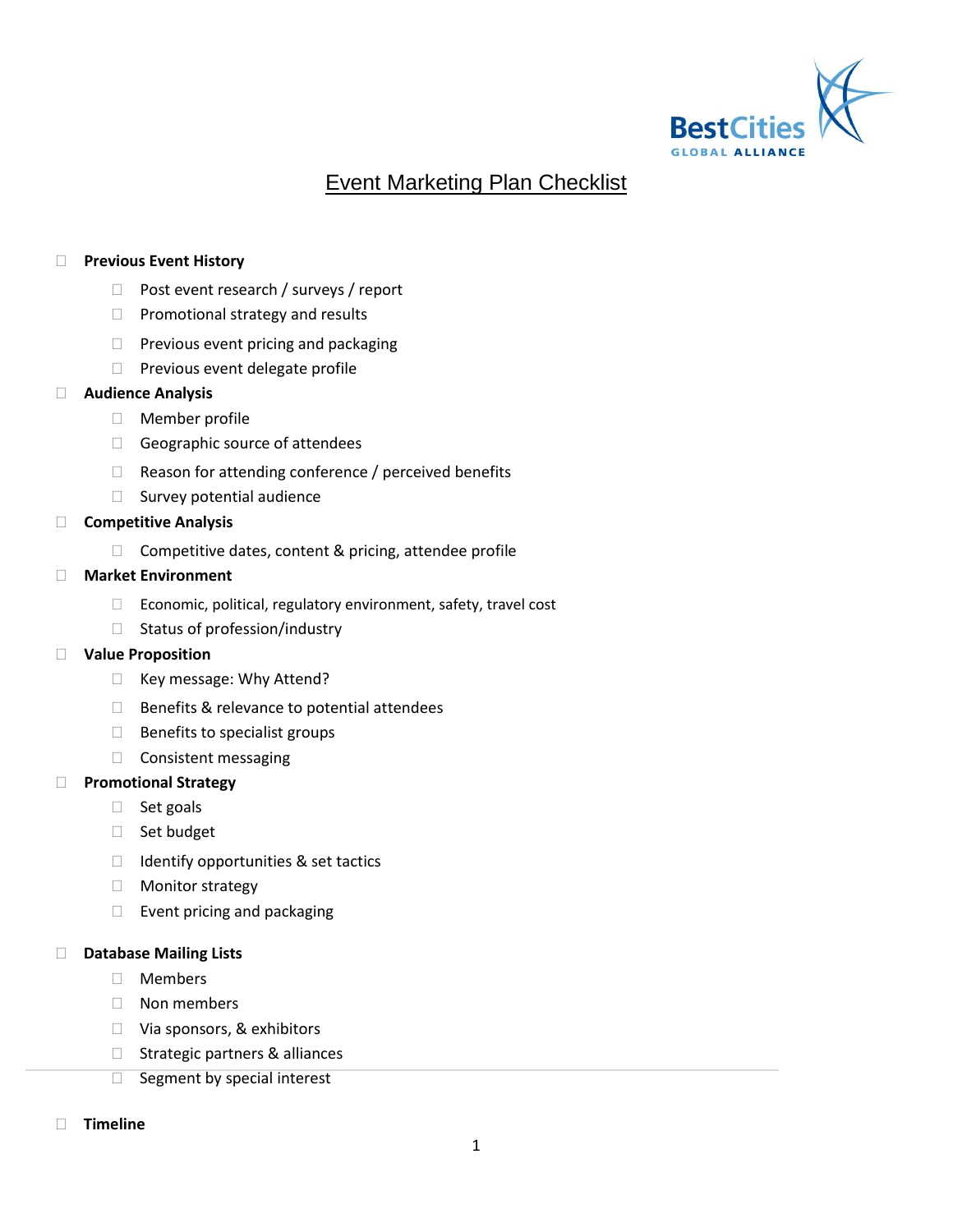# Event Marketing Plan Checklist

- ☐ **Previous Event History**
  - ☐ Post event research / surveys / report
  - ☐ Promotional strategy and results
  - ☐ Previous event pricing and packaging
  - ☐ Previous event delegate profile
- ☐ **Audience Analysis**
  - ☐ Member profile
  - ☐ Geographic source of attendees
  - ☐ Reason for attending conference / perceived benefits
  - ☐ Survey potential audience
- ☐ **Competitive Analysis**
  - ☐ Competitive dates, content & pricing, attendee profile
- ☐ **Market Environment**
  - ☐ Economic, political, regulatory environment, safety, travel cost
  - ☐ Status of profession/industry
- ☐ **Value Proposition**
  - ☐ Key message: Why Attend?
  - ☐ Benefits & relevance to potential attendees
  - ☐ Benefits to specialist groups
  - ☐ Consistent messaging
- ☐ **Promotional Strategy**
  - ☐ Set goals
  - ☐ Set budget
  - ☐ Identify opportunities & set tactics
  - ☐ Monitor strategy
  - ☐ Event pricing and packaging
- ☐ **Database Mailing Lists**
  - ☐ Members
  - ☐ Non members
  - ☐ Via sponsors, & exhibitors
  - ☐ Strategic partners & alliances
  - ☐ Segment by special interest
- ☐ **Timeline**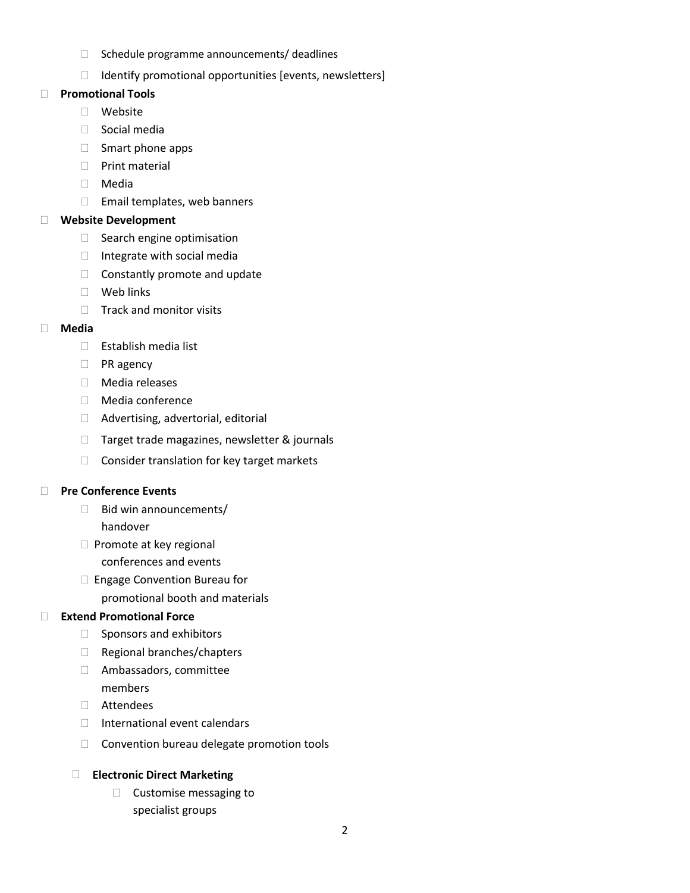- Schedule programme announcements/ deadlines
- Identify promotional opportunities [events, newsletters]

- **Promotional Tools**
  - Website
  - Social media
  - Smart phone apps
  - Print material
  - Media
  - Email templates, web banners
- **Website Development**
  - Search engine optimisation
  - Integrate with social media
  - Constantly promote and update
  - Web links
  - Track and monitor visits
- **Media**
  - Establish media list
  - PR agency
  - Media releases
  - Media conference
  - Advertising, advertorial, editorial
  - Target trade magazines, newsletter & journals
  - Consider translation for key target markets
- **Pre Conference Events**
  - Bid win announcements/ handover
  - Promote at key regional conferences and events
  - Engage Convention Bureau for promotional booth and materials
- **Extend Promotional Force**
  - Sponsors and exhibitors
  - Regional branches/chapters
  - Ambassadors, committee members
  - Attendees
  - International event calendars
  - Convention bureau delegate promotion tools
- **Electronic Direct Marketing**
  - Customise messaging to specialist groups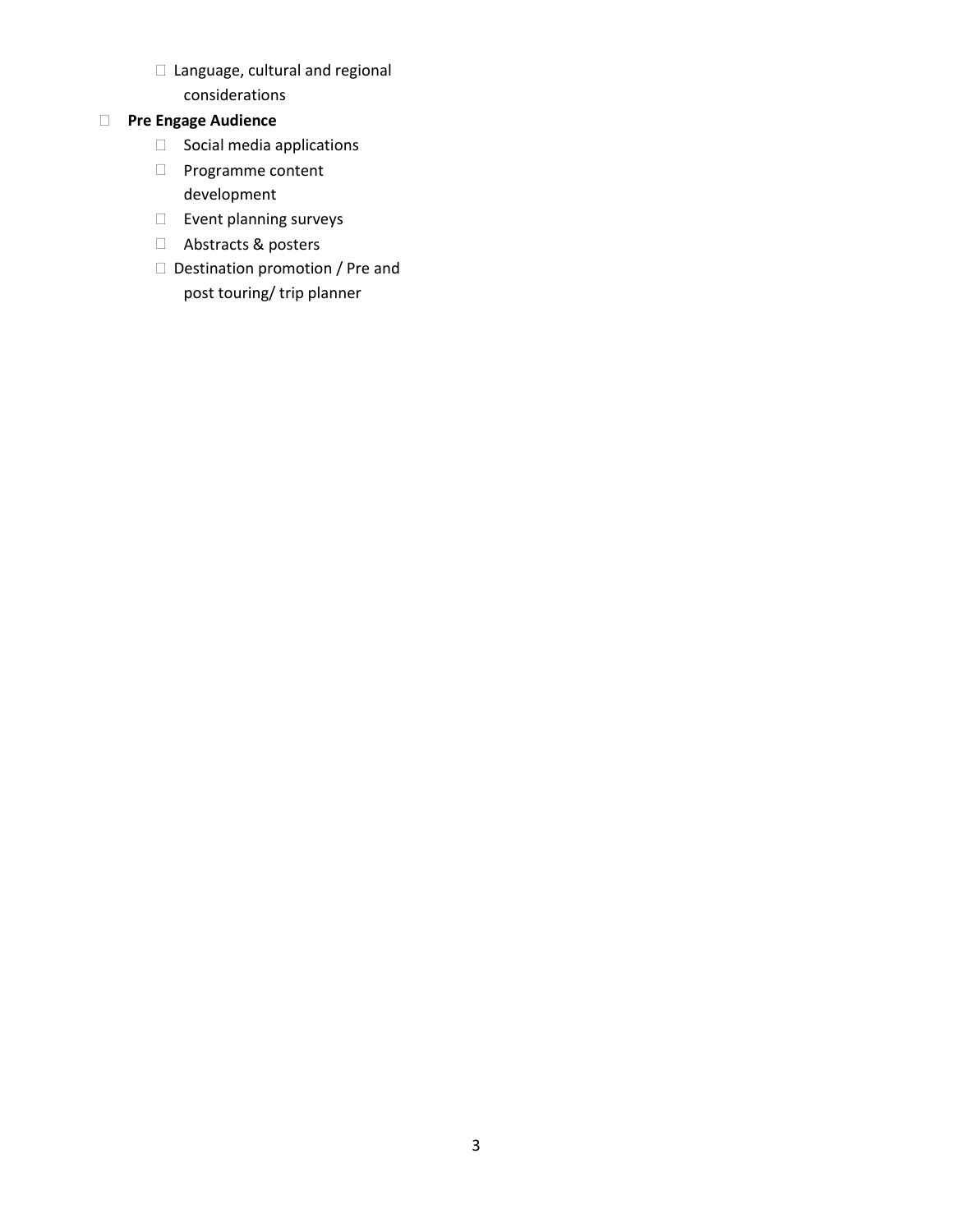- Language, cultural and regional considerations
- **Pre Engage Audience**
  - Social media applications
  - Programme content development
  - Event planning surveys
  - Abstracts & posters
  - Destination promotion / Pre and post touring/ trip planner